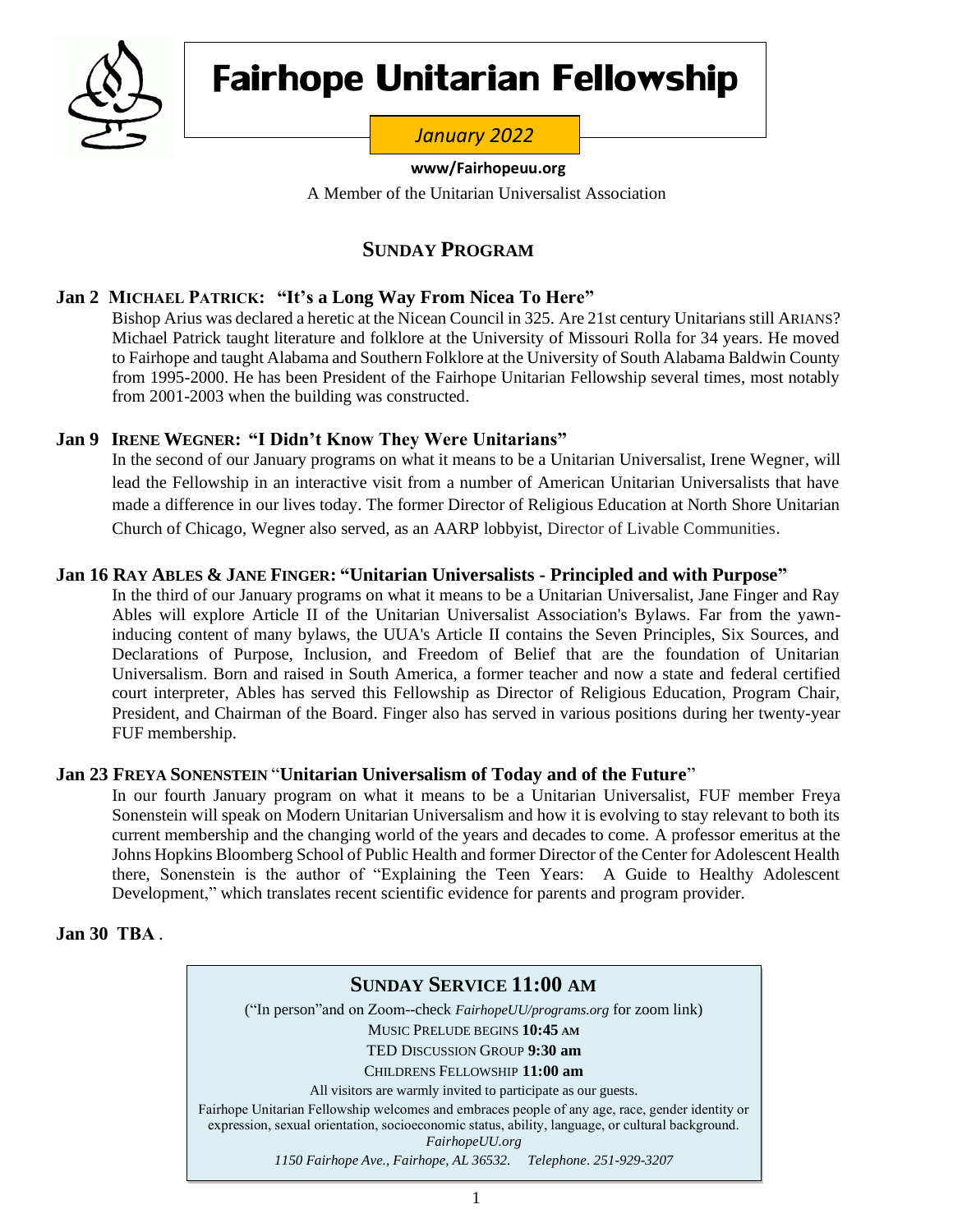# Fairhope Unitarian Fellowship

*January 2022*

**www/Fairhopeuu.org**

A Member of the Unitarian Universalist Association

## SUNDAY PROGRAM

### Jan 2 MICHAEL PATRICK: "It's a Long Way From Nicea To Here"

Bishop Arius was declared a heretic at the Nicean Council in 325. Are 21st century Unitarians still ARIANS? Michael Patrick taught literature and folklore at the University of Missouri Rolla for 34 years. He moved to Fairhope and taught Alabama and Southern Folklore at the University of South Alabama Baldwin County from 1995-2000. He has been President of the Fairhope Unitarian Fellowship several times, most notably from 2001-2003 when the building was constructed.

### Jan 9 IRENE WEGNER: "I Didn't Know They Were Unitarians"

In the second of our January programs on what it means to be a Unitarian Universalist, Irene Wegner, will lead the Fellowship in an interactive visit from a number of American Unitarian Universalists that have made a difference in our lives today. The former Director of Religious Education at North Shore Unitarian Church of Chicago, Wegner also served, as an AARP lobbyist, Director of Livable Communities.

### Jan 16 RAY ABLES & JANE FINGER: "Unitarian Universalists - Principled and with Purpose"

In the third of our January programs on what it means to be a Unitarian Universalist, Jane Finger and Ray Ables will explore Article II of the Unitarian Universalist Association's Bylaws. Far from the yawn-inducing content of many bylaws, the UUA's Article II contains the Seven Principles, Six Sources, and Declarations of Purpose, Inclusion, and Freedom of Belief that are the foundation of Unitarian Universalism. Born and raised in South America, a former teacher and now a state and federal certified court interpreter, Ables has served this Fellowship as Director of Religious Education, Program Chair, President, and Chairman of the Board. Finger also has served in various positions during her twenty-year FUF membership.

### Jan 23 FREYA SONENSTEIN "Unitarian Universalism of Today and of the Future"

In our fourth January program on what it means to be a Unitarian Universalist, FUF member Freya Sonenstein will speak on Modern Unitarian Universalism and how it is evolving to stay relevant to both its current membership and the changing world of the years and decades to come. A professor emeritus at the Johns Hopkins Bloomberg School of Public Health and former Director of the Center for Adolescent Health there, Sonenstein is the author of "Explaining the Teen Years: A Guide to Healthy Adolescent Development," which translates recent scientific evidence for parents and program provider.

### Jan 30 TBA .

---

**SUNDAY SERVICE 11:00 AM**

("In person"and on Zoom--check *FairhopeUU/programs.org* for zoom link)

MUSIC PRELUDE BEGINS **10:45 AM**

TED DISCUSSION GROUP **9:30 am**

CHILDRENS FELLOWSHIP **11:00 am**

All visitors are warmly invited to participate as our guests.

Fairhope Unitarian Fellowship welcomes and embraces people of any age, race, gender identity or expression, sexual orientation, socioeconomic status, ability, language, or cultural background.

*FairhopeUU.org*

*1150 Fairhope Ave., Fairhope, AL 36532. Telephone. 251-929-3207*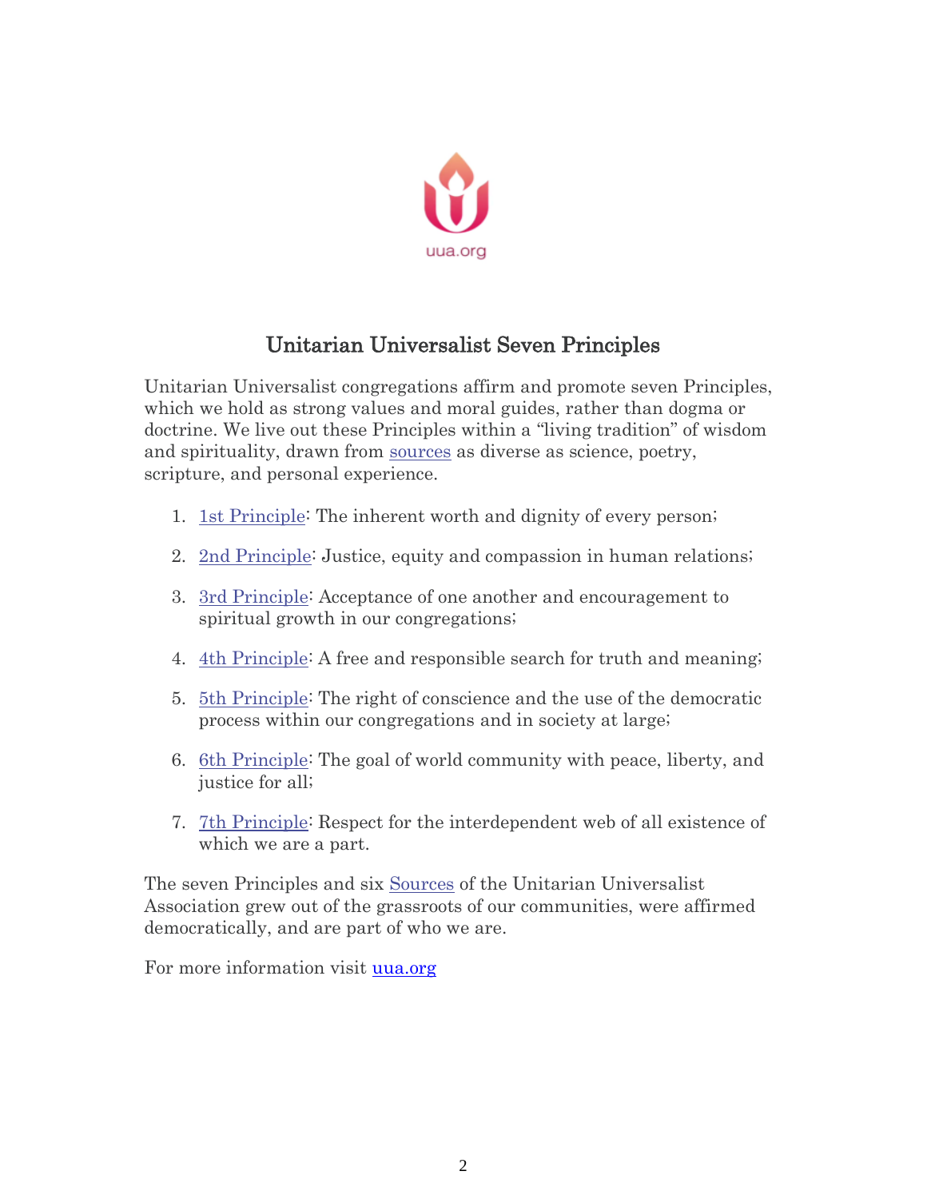uua.org

## Unitarian Universalist Seven Principles

Unitarian Universalist congregations affirm and promote seven Principles, which we hold as strong values and moral guides, rather than dogma or doctrine. We live out these Principles within a "living tradition" of wisdom and spirituality, drawn from sources as diverse as science, poetry, scripture, and personal experience.

1. 1st Principle: The inherent worth and dignity of every person;
2. 2nd Principle: Justice, equity and compassion in human relations;
3. 3rd Principle: Acceptance of one another and encouragement to spiritual growth in our congregations;
4. 4th Principle: A free and responsible search for truth and meaning;
5. 5th Principle: The right of conscience and the use of the democratic process within our congregations and in society at large;
6. 6th Principle: The goal of world community with peace, liberty, and justice for all;
7. 7th Principle: Respect for the interdependent web of all existence of which we are a part.

The seven Principles and six Sources of the Unitarian Universalist Association grew out of the grassroots of our communities, were affirmed democratically, and are part of who we are.

For more information visit uua.org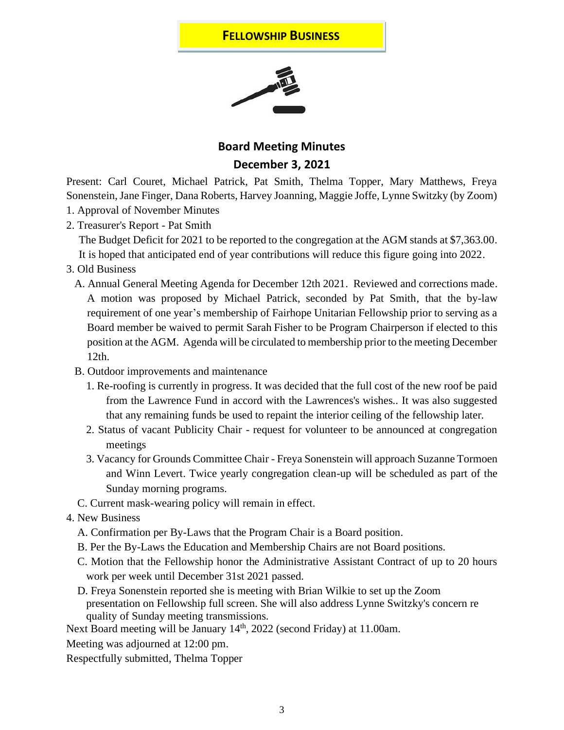## FELLOWSHIP BUSINESS

### Board Meeting Minutes
### December 3, 2021

Present: Carl Couret, Michael Patrick, Pat Smith, Thelma Topper, Mary Matthews, Freya Sonenstein, Jane Finger, Dana Roberts, Harvey Joanning, Maggie Joffe, Lynne Switzky (by Zoom)

1. Approval of November Minutes
2. Treasurer's Report - Pat Smith

   The Budget Deficit for 2021 to be reported to the congregation at the AGM stands at $7,363.00. It is hoped that anticipated end of year contributions will reduce this figure going into 2022.

3. Old Business

   A. Annual General Meeting Agenda for December 12th 2021. Reviewed and corrections made. A motion was proposed by Michael Patrick, seconded by Pat Smith, that the by-law requirement of one year's membership of Fairhope Unitarian Fellowship prior to serving as a Board member be waived to permit Sarah Fisher to be Program Chairperson if elected to this position at the AGM. Agenda will be circulated to membership prior to the meeting December 12th.

   B. Outdoor improvements and maintenance

      1. Re-roofing is currently in progress. It was decided that the full cost of the new roof be paid from the Lawrence Fund in accord with the Lawrences's wishes.. It was also suggested that any remaining funds be used to repaint the interior ceiling of the fellowship later.
      2. Status of vacant Publicity Chair - request for volunteer to be announced at congregation meetings
      3. Vacancy for Grounds Committee Chair - Freya Sonenstein will approach Suzanne Tormoen and Winn Levert. Twice yearly congregation clean-up will be scheduled as part of the Sunday morning programs.

   C. Current mask-wearing policy will remain in effect.

4. New Business

   A. Confirmation per By-Laws that the Program Chair is a Board position.

   B. Per the By-Laws the Education and Membership Chairs are not Board positions.

   C. Motion that the Fellowship honor the Administrative Assistant Contract of up to 20 hours work per week until December 31st 2021 passed.

   D. Freya Sonenstein reported she is meeting with Brian Wilkie to set up the Zoom presentation on Fellowship full screen. She will also address Lynne Switzky's concern re quality of Sunday meeting transmissions.

Next Board meeting will be January 14th, 2022 (second Friday) at 11.00am.

Meeting was adjourned at 12:00 pm.

Respectfully submitted, Thelma Topper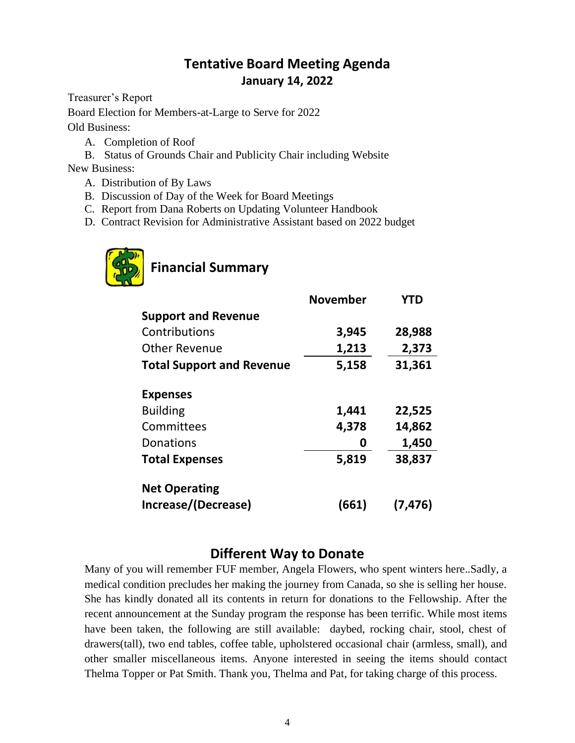## Tentative Board Meeting Agenda
### January 14, 2022

Treasurer's Report

Board Election for Members-at-Large to Serve for 2022

Old Business:

A. Completion of Roof
B. Status of Grounds Chair and Publicity Chair including Website

New Business:

A. Distribution of By Laws
B. Discussion of Day of the Week for Board Meetings
C. Report from Dana Roberts on Updating Volunteer Handbook
D. Contract Revision for Administrative Assistant based on 2022 budget

## Financial Summary

| | November | YTD |
|---|---|---|
| **Support and Revenue** | | |
| Contributions | **3,945** | **28,988** |
| Other Revenue | **1,213** | **2,373** |
| **Total Support and Revenue** | **5,158** | **31,361** |
| **Expenses** | | |
| Building | **1,441** | **22,525** |
| Committees | **4,378** | **14,862** |
| Donations | **0** | **1,450** |
| **Total Expenses** | **5,819** | **38,837** |
| **Net Operating Increase/(Decrease)** | **(661)** | **(7,476)** |

## Different Way to Donate

Many of you will remember FUF member, Angela Flowers, who spent winters here..Sadly, a medical condition precludes her making the journey from Canada, so she is selling her house. She has kindly donated all its contents in return for donations to the Fellowship. After the recent announcement at the Sunday program the response has been terrific. While most items have been taken, the following are still available: daybed, rocking chair, stool, chest of drawers(tall), two end tables, coffee table, upholstered occasional chair (armless, small), and other smaller miscellaneous items. Anyone interested in seeing the items should contact Thelma Topper or Pat Smith. Thank you, Thelma and Pat, for taking charge of this process.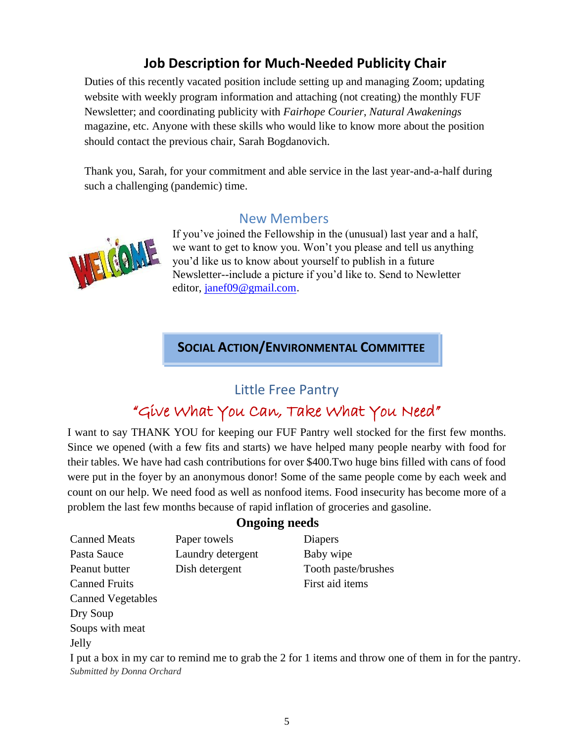## Job Description for Much-Needed Publicity Chair

Duties of this recently vacated position include setting up and managing Zoom; updating website with weekly program information and attaching (not creating) the monthly FUF Newsletter; and coordinating publicity with *Fairhope Courier*, *Natural Awakenings* magazine, etc. Anyone with these skills who would like to know more about the position should contact the previous chair, Sarah Bogdanovich.

Thank you, Sarah, for your commitment and able service in the last year-and-a-half during such a challenging (pandemic) time.

### New Members

If you've joined the Fellowship in the (unusual) last year and a half, we want to get to know you. Won't you please and tell us anything you'd like us to know about yourself to publish in a future Newsletter--include a picture if you'd like to. Send to Newletter editor, janef09@gmail.com.

## SOCIAL ACTION/ENVIRONMENTAL COMMITTEE

### Little Free Pantry

### "Give What You Can, Take What You Need"

I want to say THANK YOU for keeping our FUF Pantry well stocked for the first few months. Since we opened (with a few fits and starts) we have helped many people nearby with food for their tables. We have had cash contributions for over $400.Two huge bins filled with cans of food were put in the foyer by an anonymous donor! Some of the same people come by each week and count on our help. We need food as well as nonfood items. Food insecurity has become more of a problem the last few months because of rapid inflation of groceries and gasoline.

**Ongoing needs**

| | | |
|---|---|---|
| Canned Meats | Paper towels | Diapers |
| Pasta Sauce | Laundry detergent | Baby wipe |
| Peanut butter | Dish detergent | Tooth paste/brushes |
| Canned Fruits | | First aid items |
| Canned Vegetables | | |
| Dry Soup | | |
| Soups with meat | | |
| Jelly | | |

I put a box in my car to remind me to grab the 2 for 1 items and throw one of them in for the pantry.

*Submitted by Donna Orchard*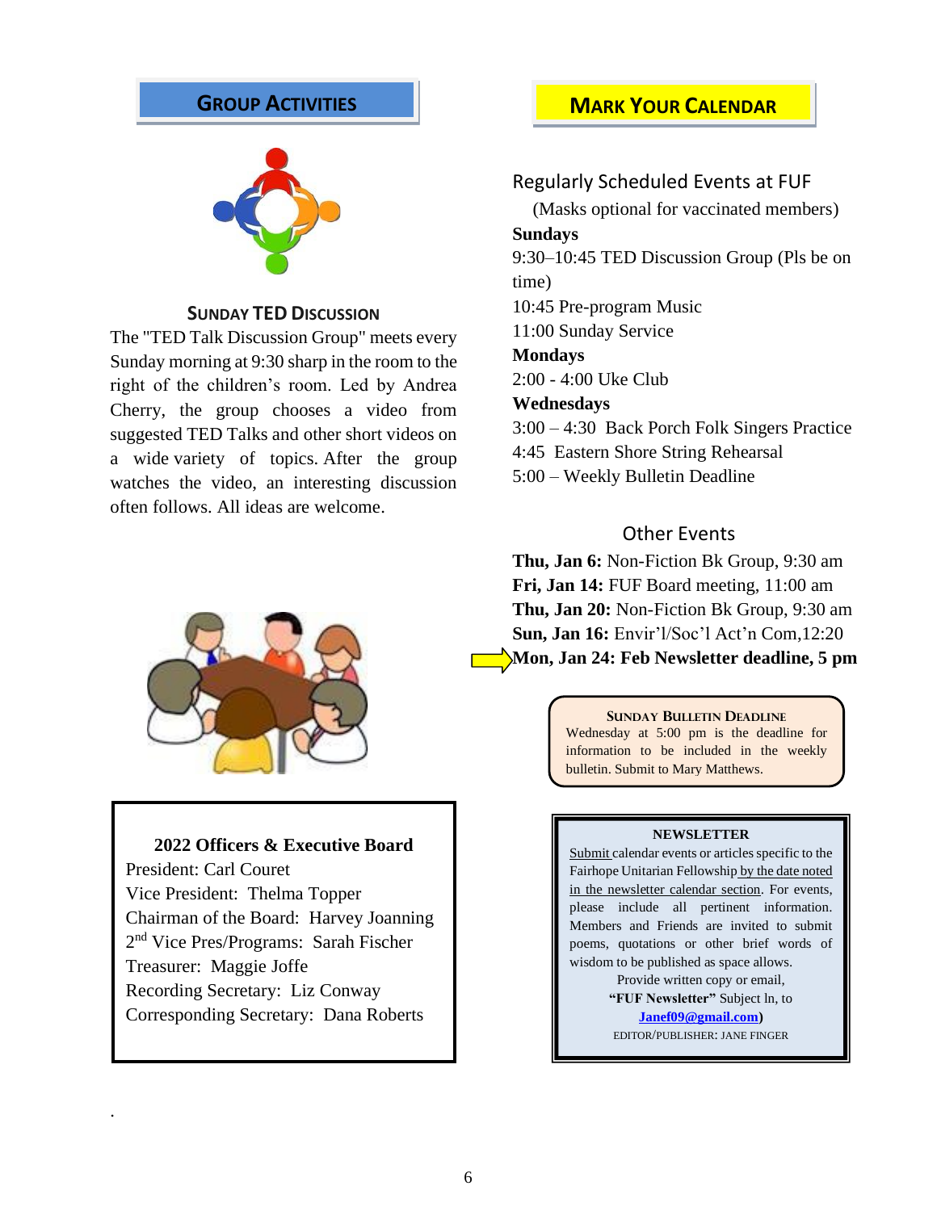## Group Activities

### Sunday TED Discussion

The "TED Talk Discussion Group" meets every Sunday morning at 9:30 sharp in the room to the right of the children's room. Led by Andrea Cherry, the group chooses a video from suggested TED Talks and other short videos on a wide variety of topics. After the group watches the video, an interesting discussion often follows. All ideas are welcome.

**2022 Officers & Executive Board**

President: Carl Couret
Vice President: Thelma Topper
Chairman of the Board: Harvey Joanning
2nd Vice Pres/Programs: Sarah Fischer
Treasurer: Maggie Joffe
Recording Secretary: Liz Conway
Corresponding Secretary: Dana Roberts

## Mark Your Calendar

### Regularly Scheduled Events at FUF

(Masks optional for vaccinated members)

**Sundays**
9:30–10:45 TED Discussion Group (Pls be on time)
10:45 Pre-program Music
11:00 Sunday Service

**Mondays**
2:00 - 4:00 Uke Club

**Wednesdays**
3:00 – 4:30 Back Porch Folk Singers Practice
4:45 Eastern Shore String Rehearsal
5:00 – Weekly Bulletin Deadline

### Other Events

**Thu, Jan 6:** Non-Fiction Bk Group, 9:30 am
**Fri, Jan 14:** FUF Board meeting, 11:00 am
**Thu, Jan 20:** Non-Fiction Bk Group, 9:30 am
**Sun, Jan 16:** Envir'l/Soc'l Act'n Com,12:20
**Mon, Jan 24: Feb Newsletter deadline, 5 pm**

**Sunday Bulletin Deadline**

Wednesday at 5:00 pm is the deadline for information to be included in the weekly bulletin. Submit to Mary Matthews.

**NEWSLETTER**

Submit calendar events or articles specific to the Fairhope Unitarian Fellowship by the date noted in the newsletter calendar section. For events, please include all pertinent information. Members and Friends are invited to submit poems, quotations or other brief words of wisdom to be published as space allows.

Provide written copy or email, **"FUF Newsletter"** Subject ln, to **Janef09@gmail.com)**

EDITOR/PUBLISHER: JANE FINGER